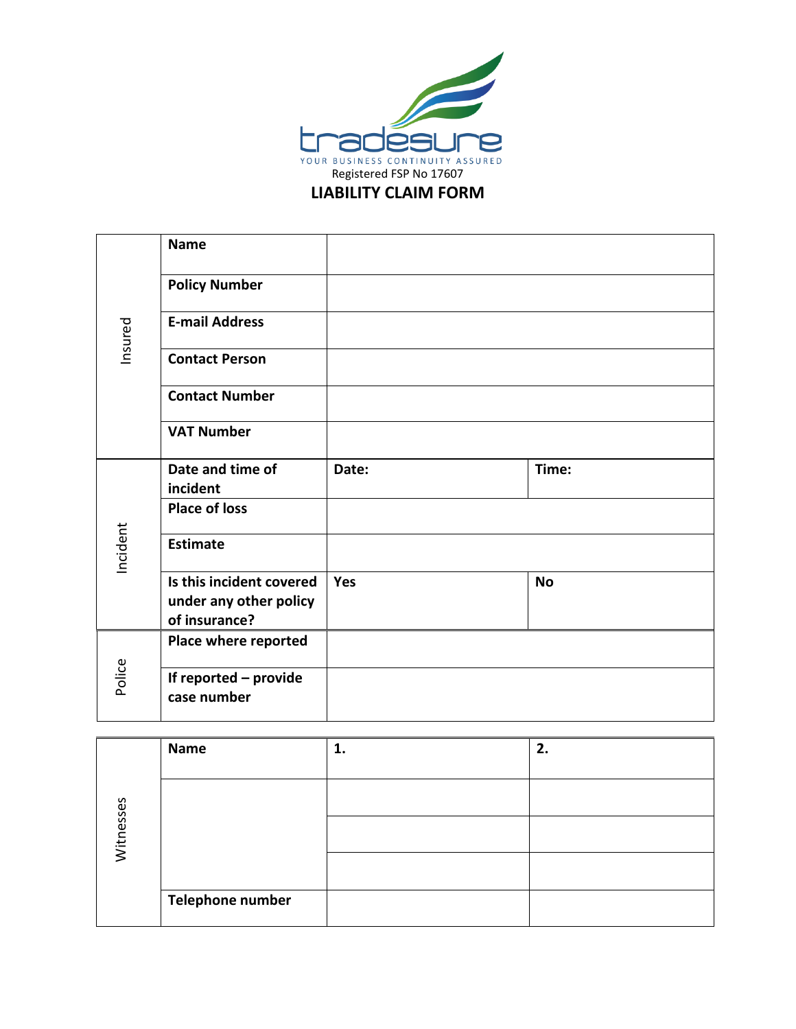tradesure

YOUR BUSINESS CONTINUITY ASSURED

Registered FSP No 17607

# LIABILITY CLAIM FORM

| | | | |
|---|---|---|---|
| Insured | **Name** | | |
| | **Policy Number** | | |
| | **E-mail Address** | | |
| | **Contact Person** | | |
| | **Contact Number** | | |
| | **VAT Number** | | |
| Incident | **Date and time of incident** | **Date:** | **Time:** |
| | **Place of loss** | | |
| | **Estimate** | | |
| | **Is this incident covered under any other policy of insurance?** | **Yes** | **No** |
| Police | **Place where reported** | | |
| | **If reported – provide case number** | | |

| | | | |
|---|---|---|---|
| Witnesses | **Name** | **1.** | **2.** |
| | | | |
| | | | |
| | | | |
| | **Telephone number** | | |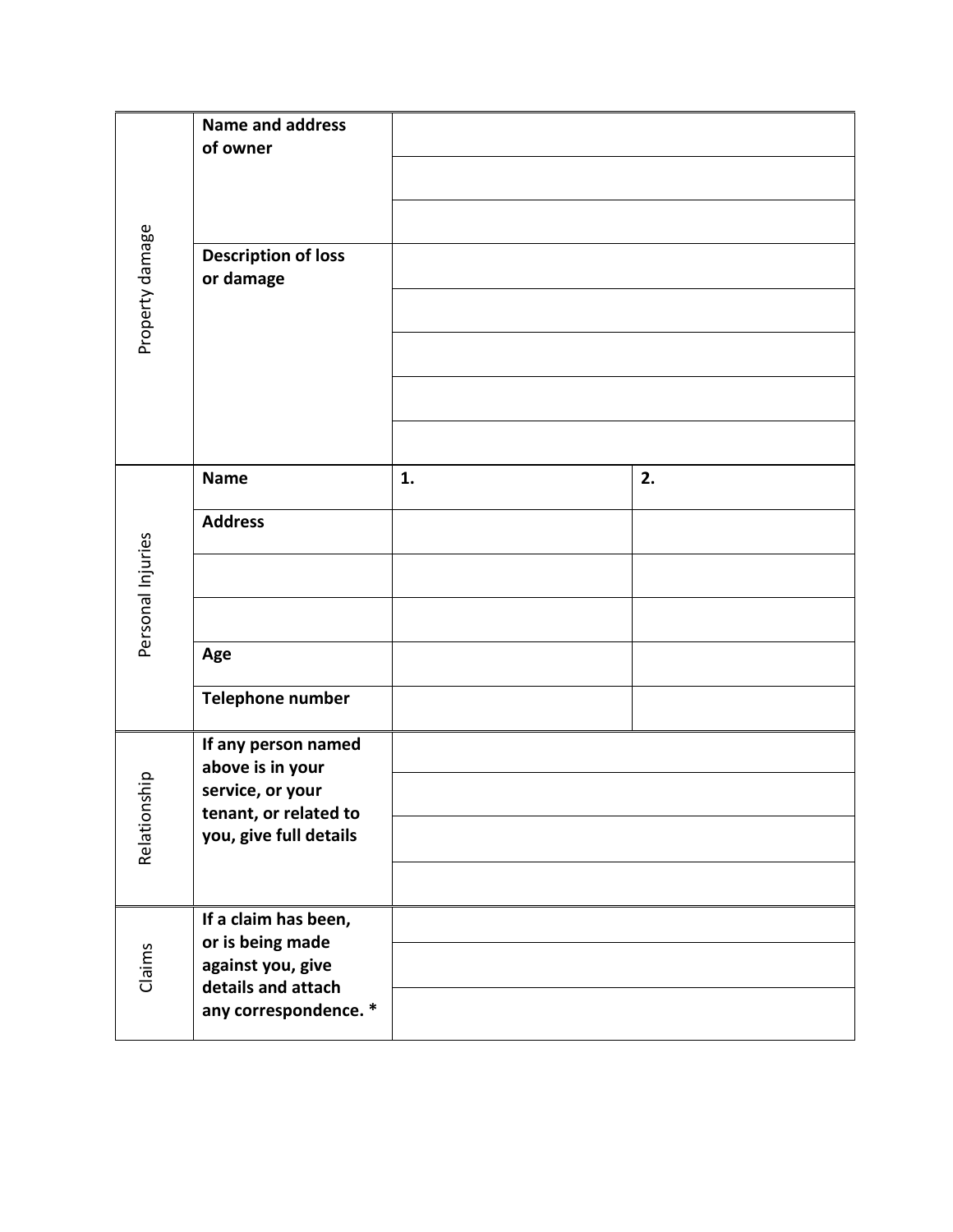| | | | |
|---|---|---|---|
| Property damage | **Name and address of owner** | | |
| | | | |
| | | | |
| | **Description of loss or damage** | | |
| | | | |
| | | | |
| | | | |
| | | | |
| Personal Injuries | **Name** | **1.** | **2.** |
| | **Address** | | |
| | | | |
| | | | |
| | **Age** | | |
| | **Telephone number** | | |
| Relationship | **If any person named above is in your service, or your tenant, or related to you, give full details** | | |
| | | | |
| | | | |
| | | | |
| Claims | **If a claim has been, or is being made against you, give details and attach any correspondence. *** | | |
| | | | |
| | | | |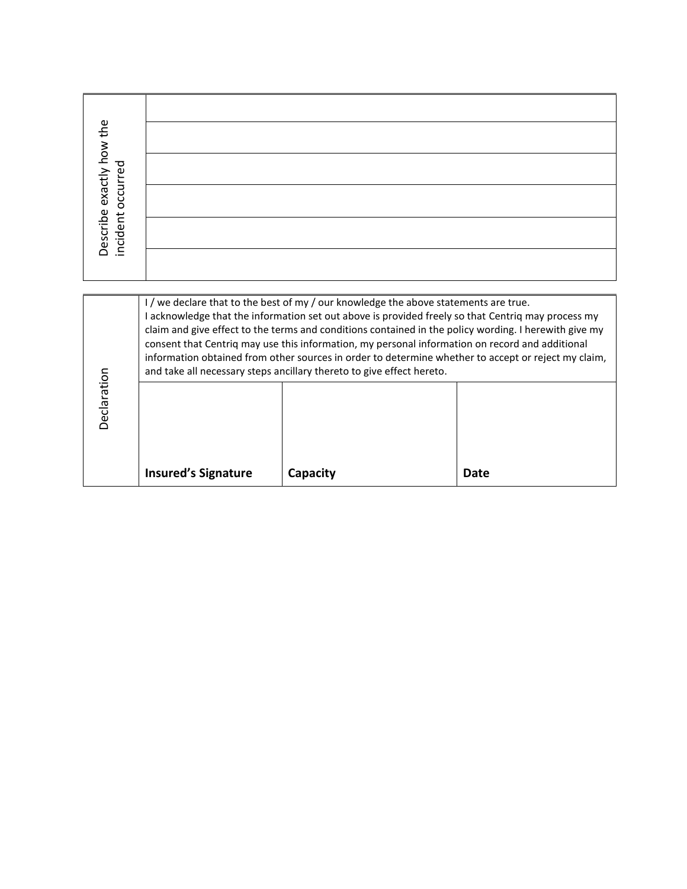| Describe exactly how the incident occurred | |
|---|---|
| | |
| | |
| | |
| | |
| | |
| | |

| Declaration | | | |
|---|---|---|---|
| | I / we declare that to the best of my / our knowledge the above statements are true.<br>I acknowledge that the information set out above is provided freely so that Centriq may process my claim and give effect to the terms and conditions contained in the policy wording. I herewith give my consent that Centriq may use this information, my personal information on record and additional information obtained from other sources in order to determine whether to accept or reject my claim, and take all necessary steps ancillary thereto to give effect hereto. | | |
| | **Insured's Signature** | **Capacity** | **Date** |